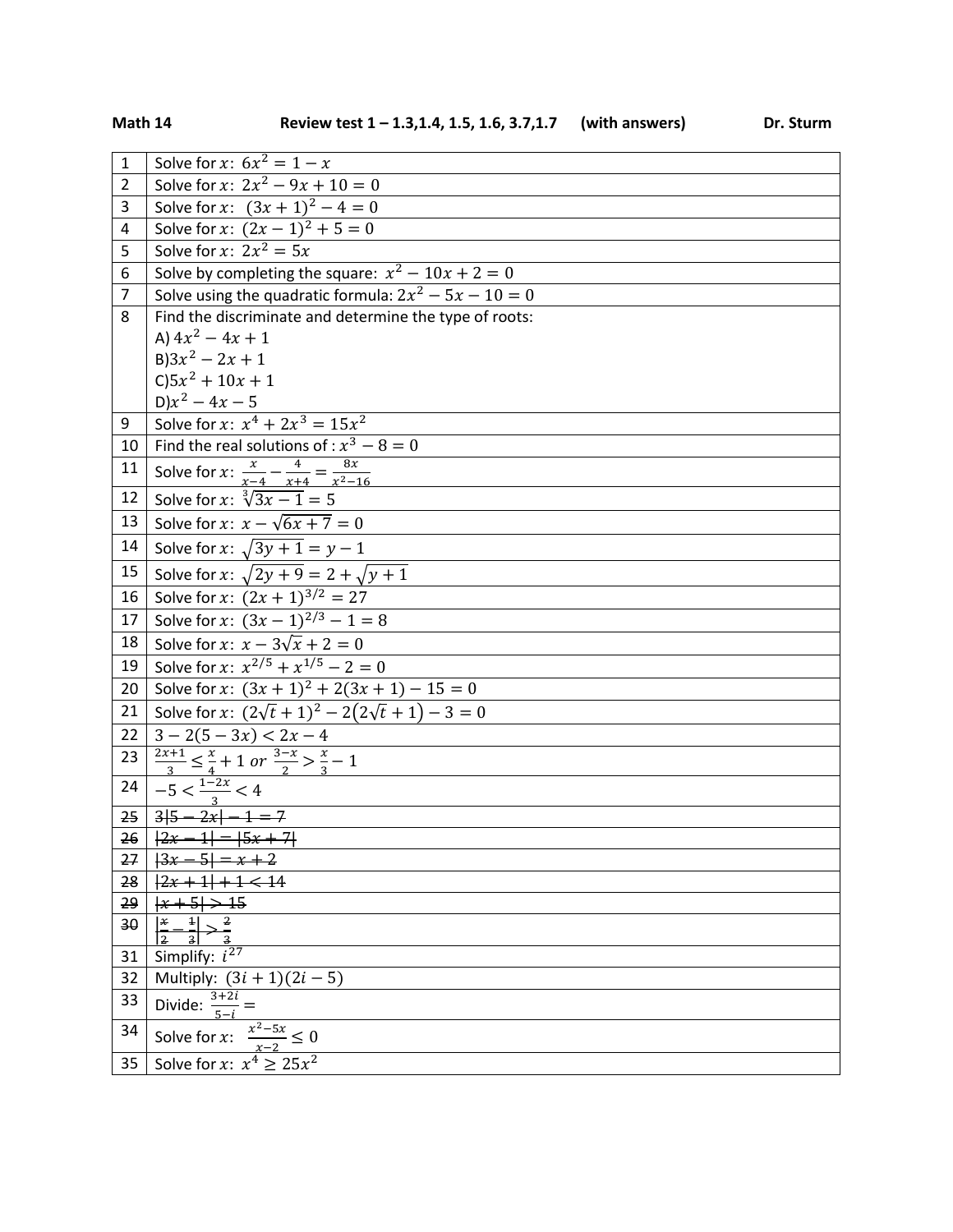**Math 14** **Review test 1 – 1.3,1.4, 1.5, 1.6, 3.7,1.7 (with answers)** **Dr. Sturm**

| | |
|---|---|
| 1 | Solve for $x$: $6x^2 = 1 - x$ |
| 2 | Solve for $x$: $2x^2 - 9x + 10 = 0$ |
| 3 | Solve for $x$: $(3x+1)^2 - 4 = 0$ |
| 4 | Solve for $x$: $(2x-1)^2 + 5 = 0$ |
| 5 | Solve for $x$: $2x^2 = 5x$ |
| 6 | Solve by completing the square: $x^2 - 10x + 2 = 0$ |
| 7 | Solve using the quadratic formula: $2x^2 - 5x - 10 = 0$ |
| 8 | Find the discriminate and determine the type of roots:<br>A) $4x^2 - 4x + 1$<br>B)$3x^2 - 2x + 1$<br>C)$5x^2 + 10x + 1$<br>D)$x^2 - 4x - 5$ |
| 9 | Solve for $x$: $x^4 + 2x^3 = 15x^2$ |
| 10 | Find the real solutions of : $x^3 - 8 = 0$ |
| 11 | Solve for $x$: $\frac{x}{x-4} - \frac{4}{x+4} = \frac{8x}{x^2-16}$ |
| 12 | Solve for $x$: $\sqrt[3]{3x-1} = 5$ |
| 13 | Solve for $x$: $x - \sqrt{6x+7} = 0$ |
| 14 | Solve for $x$: $\sqrt{3y+1} = y - 1$ |
| 15 | Solve for $x$: $\sqrt{2y+9} = 2 + \sqrt{y+1}$ |
| 16 | Solve for $x$: $(2x+1)^{3/2} = 27$ |
| 17 | Solve for $x$: $(3x-1)^{2/3} - 1 = 8$ |
| 18 | Solve for $x$: $x - 3\sqrt{x} + 2 = 0$ |
| 19 | Solve for $x$: $x^{2/5} + x^{1/5} - 2 = 0$ |
| 20 | Solve for $x$: $(3x+1)^2 + 2(3x+1) - 15 = 0$ |
| 21 | Solve for $x$: $(2\sqrt{t}+1)^2 - 2(2\sqrt{t}+1) - 3 = 0$ |
| 22 | $3 - 2(5-3x) < 2x - 4$ |
| 23 | $\frac{2x+1}{3} \le \frac{x}{4} + 1$ *or* $\frac{3-x}{2} > \frac{x}{3} - 1$ |
| 24 | $-5 < \frac{1-2x}{3} < 4$ |
| ~~25~~ | ~~$3\lvert 5-2x\rvert - 1 = 7$~~ |
| ~~26~~ | ~~$\lvert 2x-1\rvert = \lvert 5x+7\rvert$~~ |
| ~~27~~ | ~~$\lvert 3x-5\rvert = x+2$~~ |
| ~~28~~ | ~~$\lvert 2x+1\rvert + 1 < 14$~~ |
| ~~29~~ | ~~$\lvert x+5\rvert > 15$~~ |
| ~~30~~ | ~~$\left\lvert \frac{x}{2} - \frac{1}{3}\right\rvert > \frac{2}{3}$~~ |
| 31 | Simplify: $i^{27}$ |
| 32 | Multiply: $(3i+1)(2i-5)$ |
| 33 | Divide: $\frac{3+2i}{5-i} =$ |
| 34 | Solve for $x$: $\frac{x^2-5x}{x-2} \le 0$ |
| 35 | Solve for $x$: $x^4 \ge 25x^2$ |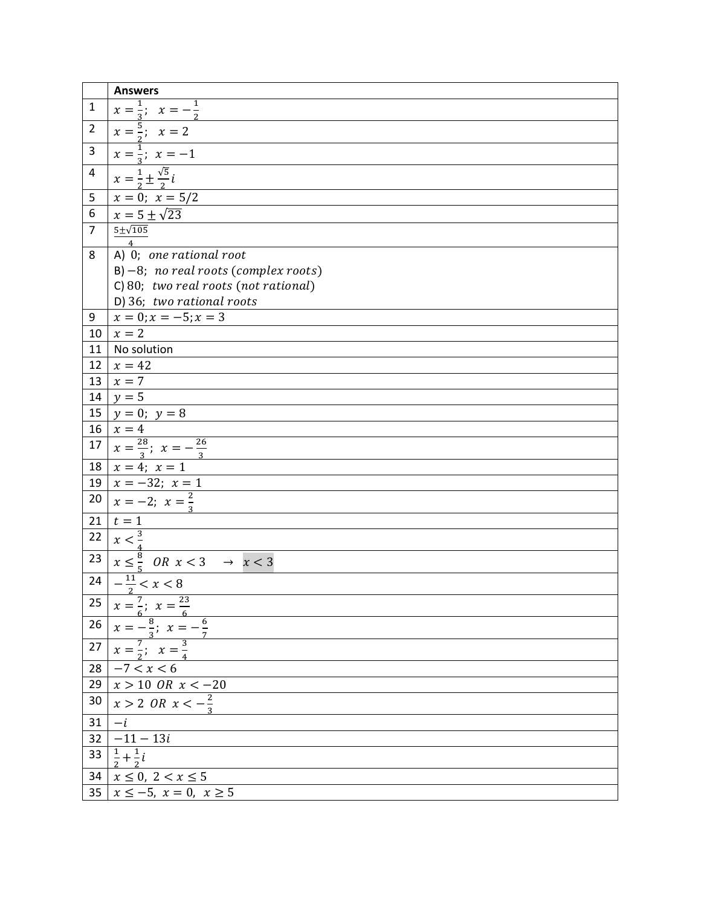| | Answers |
|---|---|
| 1 | $x = \frac{1}{3};\quad x = -\frac{1}{2}$ |
| 2 | $x = \frac{5}{2};\quad x = 2$ |
| 3 | $x = \frac{1}{3};\ x = -1$ |
| 4 | $x = \frac{1}{2} \pm \frac{\sqrt{5}}{2}i$ |
| 5 | $x = 0;\ x = 5/2$ |
| 6 | $x = 5 \pm \sqrt{23}$ |
| 7 | $\frac{5 \pm \sqrt{105}}{4}$ |
| 8 | A) $0;\ \textit{one rational root}$<br>B) $-8;\ \textit{no real roots (complex roots)}$<br>C) $80;\ \textit{two real roots (not rational)}$<br>D) $36;\ \textit{two rational roots}$ |
| 9 | $x = 0; x = -5; x = 3$ |
| 10 | $x = 2$ |
| 11 | No solution |
| 12 | $x = 42$ |
| 13 | $x = 7$ |
| 14 | $y = 5$ |
| 15 | $y = 0;\ y = 8$ |
| 16 | $x = 4$ |
| 17 | $x = \frac{28}{3};\ x = -\frac{26}{3}$ |
| 18 | $x = 4;\ x = 1$ |
| 19 | $x = -32;\ x = 1$ |
| 20 | $x = -2;\ x = \frac{2}{3}$ |
| 21 | $t = 1$ |
| 22 | $x < \frac{3}{4}$ |
| 23 | $x \leq \frac{8}{5}\ \ OR\ \ x < 3 \quad \rightarrow \quad x < 3$ |
| 24 | $-\frac{11}{2} < x < 8$ |
| 25 | $x = \frac{7}{6};\ x = \frac{23}{6}$ |
| 26 | $x = -\frac{8}{3};\ x = -\frac{6}{7}$ |
| 27 | $x = \frac{7}{2};\quad x = \frac{3}{4}$ |
| 28 | $-7 < x < 6$ |
| 29 | $x > 10\ \ OR\ \ x < -20$ |
| 30 | $x > 2\ \ OR\ \ x < -\frac{2}{3}$ |
| 31 | $-i$ |
| 32 | $-11 - 13i$ |
| 33 | $\frac{1}{2} + \frac{1}{2}i$ |
| 34 | $x \leq 0,\ 2 < x \leq 5$ |
| 35 | $x \leq -5,\ x = 0,\ x \geq 5$ |